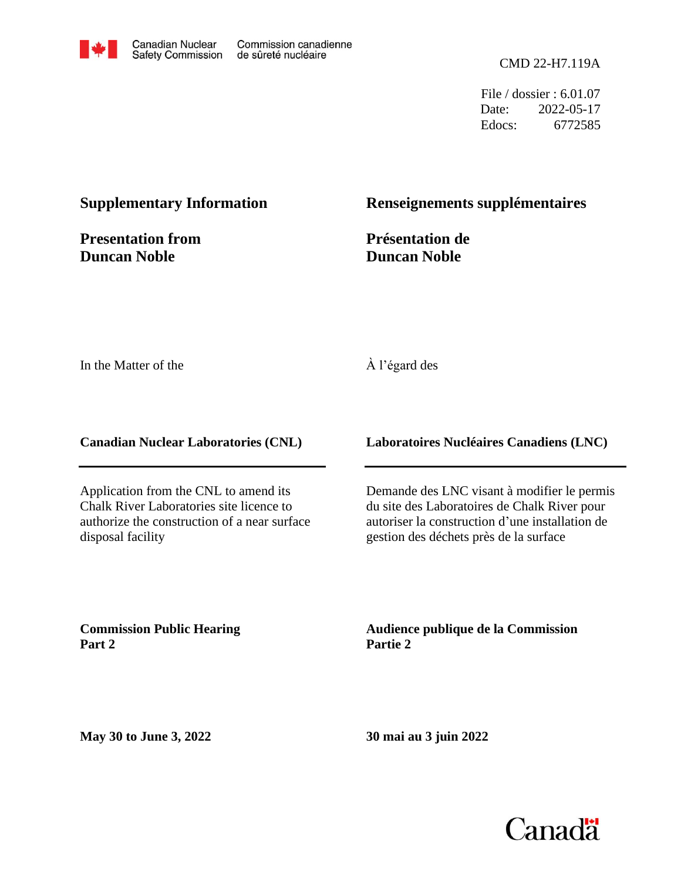Canadian Nuclear Safety Commission / Commission canadienne de sûreté nucléaire

CMD 22-H7.119A

File / dossier : 6.01.07
Date: 2022-05-17
Edocs: 6772585

## Supplementary Information

## Presentation from Duncan Noble

## Renseignements supplémentaires

## Présentation de Duncan Noble

In the Matter of the

À l'égard des

**Canadian Nuclear Laboratories (CNL)**

**Laboratoires Nucléaires Canadiens (LNC)**

Application from the CNL to amend its Chalk River Laboratories site licence to authorize the construction of a near surface disposal facility

Demande des LNC visant à modifier le permis du site des Laboratoires de Chalk River pour autoriser la construction d'une installation de gestion des déchets près de la surface

**Commission Public Hearing**
**Part 2**

**Audience publique de la Commission**
**Partie 2**

**May 30 to June 3, 2022**

**30 mai au 3 juin 2022**

Canada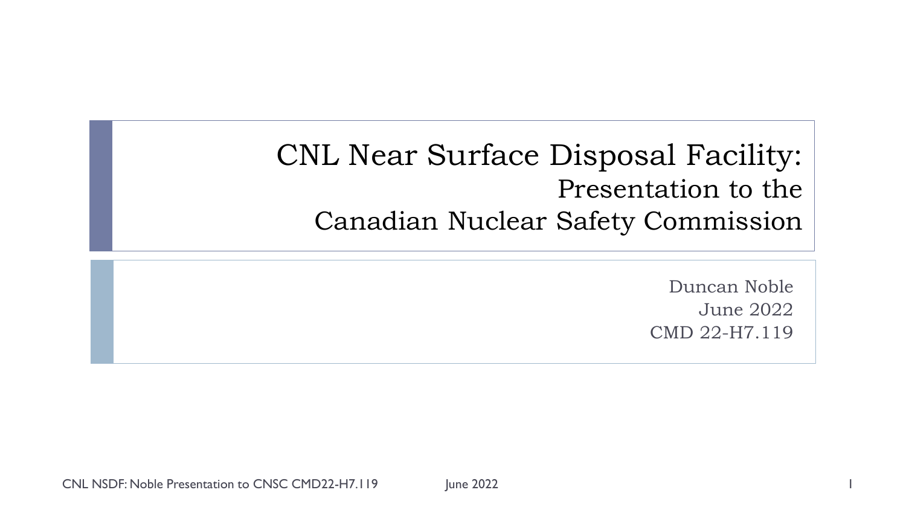# CNL Near Surface Disposal Facility:

## Presentation to the Canadian Nuclear Safety Commission

Duncan Noble
June 2022
CMD 22-H7.119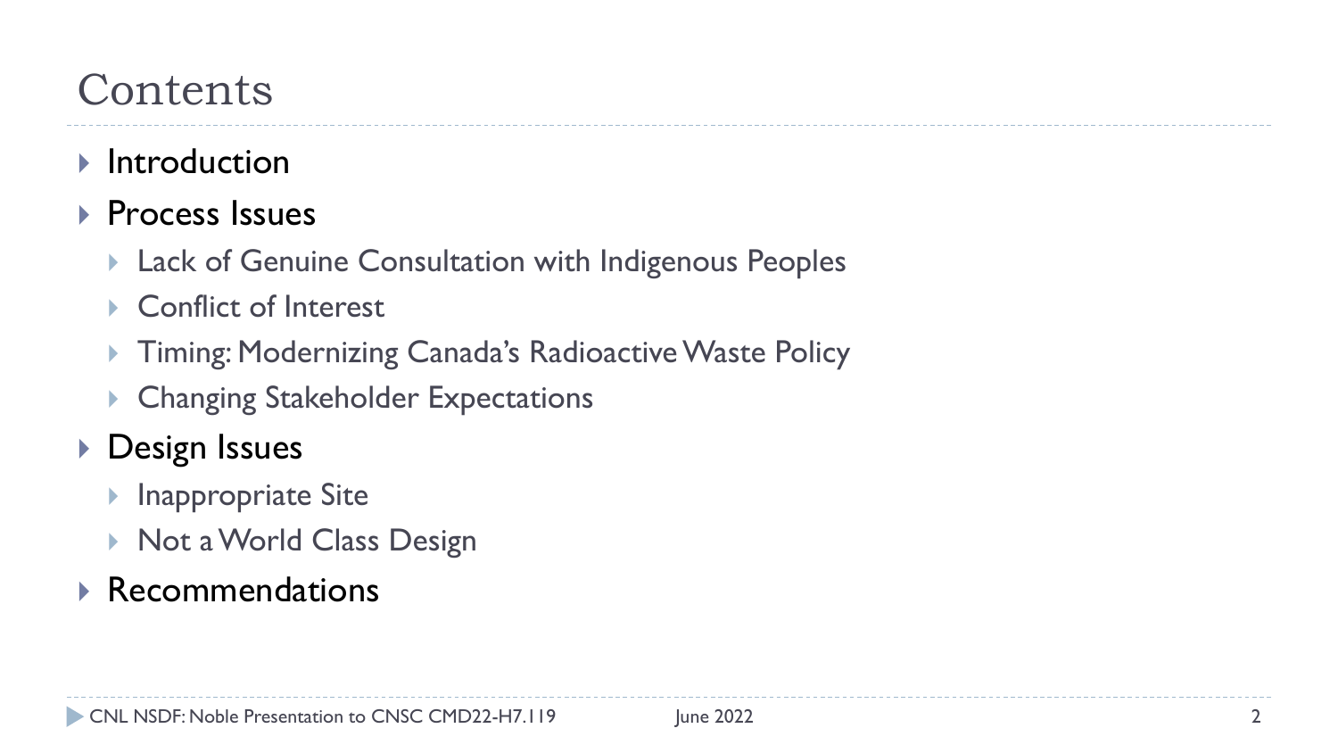# Contents

- Introduction
- Process Issues
  - Lack of Genuine Consultation with Indigenous Peoples
  - Conflict of Interest
  - Timing: Modernizing Canada's Radioactive Waste Policy
  - Changing Stakeholder Expectations
- Design Issues
  - Inappropriate Site
  - Not a World Class Design
- Recommendations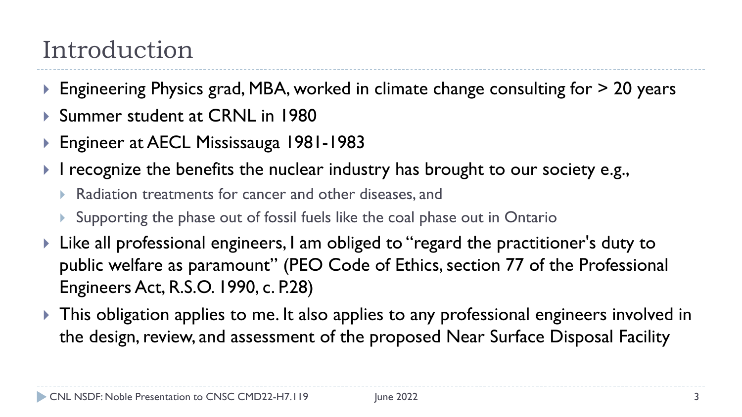# Introduction

- Engineering Physics grad, MBA, worked in climate change consulting for > 20 years
- Summer student at CRNL in 1980
- Engineer at AECL Mississauga 1981-1983
- I recognize the benefits the nuclear industry has brought to our society e.g.,
  - Radiation treatments for cancer and other diseases, and
  - Supporting the phase out of fossil fuels like the coal phase out in Ontario
- Like all professional engineers, I am obliged to "regard the practitioner's duty to public welfare as paramount" (PEO Code of Ethics, section 77 of the Professional Engineers Act, R.S.O. 1990, c. P.28)
- This obligation applies to me. It also applies to any professional engineers involved in the design, review, and assessment of the proposed Near Surface Disposal Facility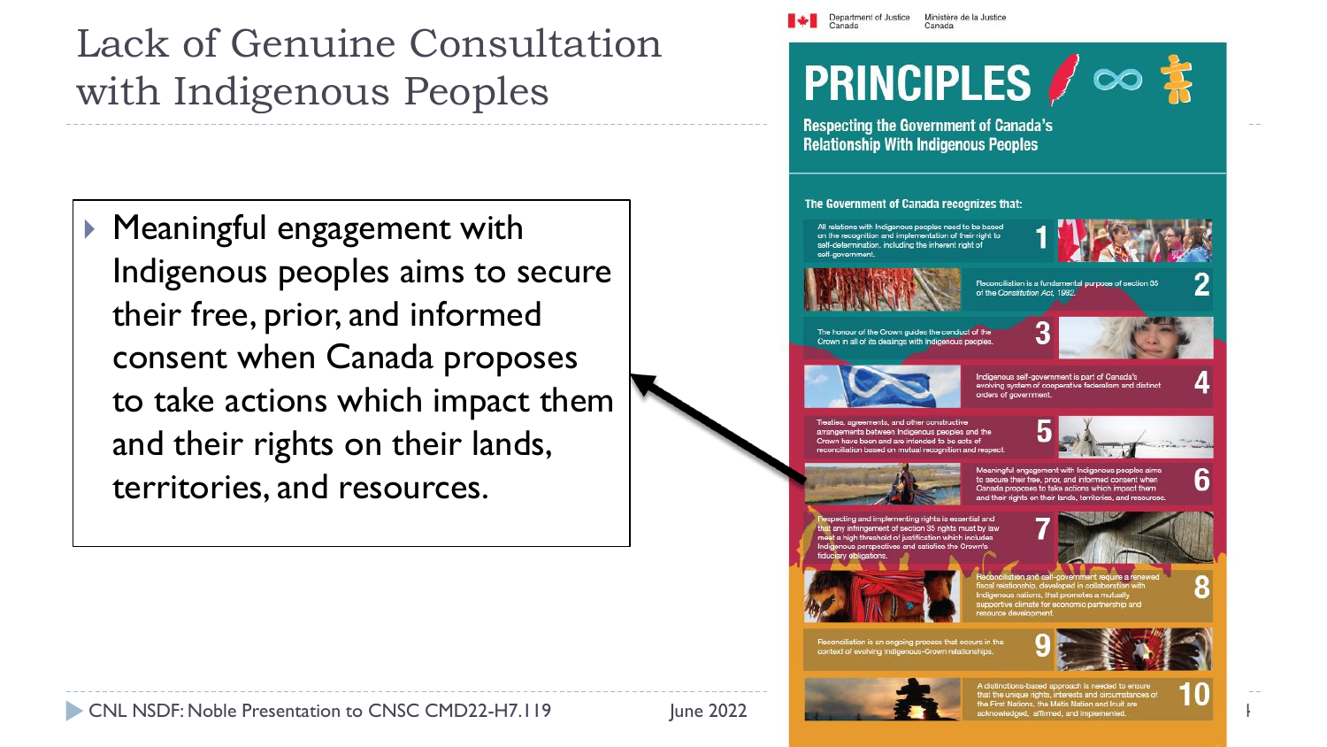# Lack of Genuine Consultation with Indigenous Peoples

- Meaningful engagement with Indigenous peoples aims to secure their free, prior, and informed consent when Canada proposes to take actions which impact them and their rights on their lands, territories, and resources.

Department of Justice Canada / Ministère de la Justice Canada

## PRINCIPLES

**Respecting the Government of Canada's Relationship With Indigenous Peoples**

**The Government of Canada recognizes that:**

1. All relations with Indigenous peoples need to be based on the recognition and implementation of their right to self-determination, including the inherent right of self-government.
2. Reconciliation is a fundamental purpose of section 35 of the *Constitution Act, 1982*.
3. The honour of the Crown guides the conduct of the Crown in all of its dealings with Indigenous peoples.
4. Indigenous self-government is part of Canada's evolving system of cooperative federalism and distinct orders of government.
5. Treaties, agreements, and other constructive arrangements between Indigenous peoples and the Crown have been and are intended to be acts of reconciliation based on mutual recognition and respect.
6. Meaningful engagement with Indigenous peoples aims to secure their free, prior, and informed consent when Canada proposes to take actions which impact them and their rights on their lands, territories, and resources.
7. Respecting and implementing rights is essential and that any infringement of section 35 rights must by law meet a high threshold of justification which includes Indigenous perspectives and satisfies the Crown's fiduciary obligations.
8. Reconciliation and self-government require a renewed fiscal relationship, developed in collaboration with Indigenous nations, that promotes a mutually supportive climate for economic partnership and resource development.
9. Reconciliation is an ongoing process that occurs in the context of evolving Indigenous-Crown relationships.
10. A distinctions-based approach is needed to ensure that the unique rights, interests and circumstances of the First Nations, the Métis Nation and Inuit are acknowledged, affirmed, and implemented.

CNL NSDF: Noble Presentation to CNSC CMD22-H7.119 June 2022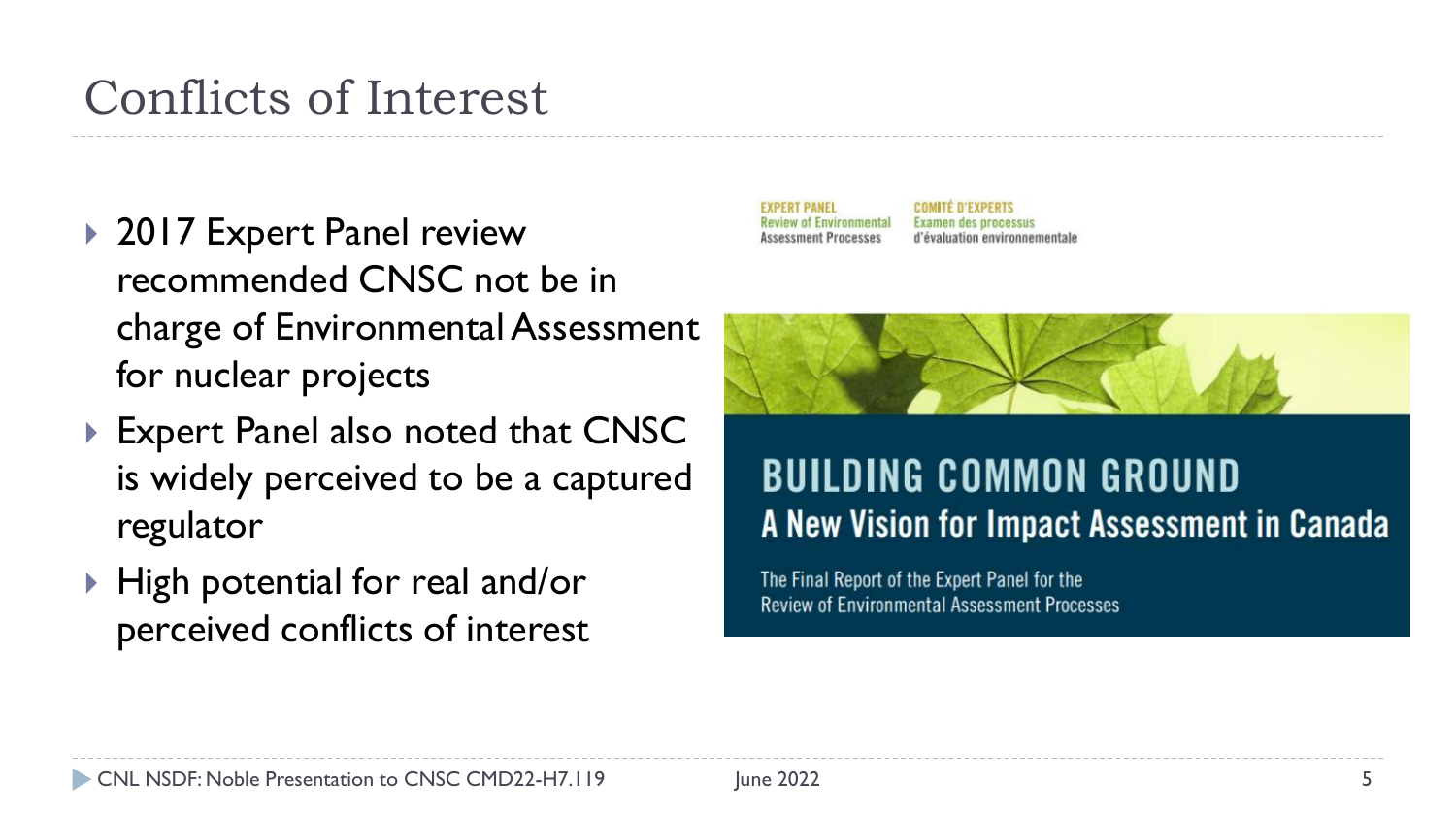# Conflicts of Interest

- 2017 Expert Panel review recommended CNSC not be in charge of Environmental Assessment for nuclear projects
- Expert Panel also noted that CNSC is widely perceived to be a captured regulator
- High potential for real and/or perceived conflicts of interest

EXPERT PANEL
Review of Environmental Assessment Processes

COMITÉ D'EXPERTS
Examen des processus d'évaluation environnementale

**BUILDING COMMON GROUND**
**A New Vision for Impact Assessment in Canada**

The Final Report of the Expert Panel for the Review of Environmental Assessment Processes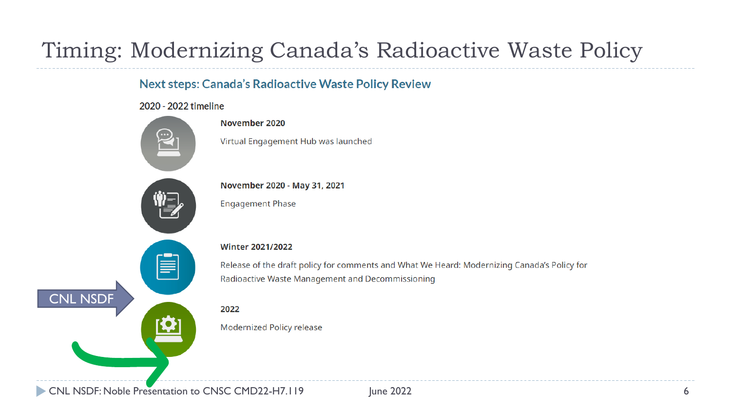# Timing: Modernizing Canada's Radioactive Waste Policy

## Next steps: Canada's Radioactive Waste Policy Review

**2020 - 2022 timeline**

**November 2020**

Virtual Engagement Hub was launched

**November 2020 - May 31, 2021**

Engagement Phase

**Winter 2021/2022**

Release of the draft policy for comments and What We Heard: Modernizing Canada's Policy for Radioactive Waste Management and Decommissioning

CNL NSDF

**2022**

Modernized Policy release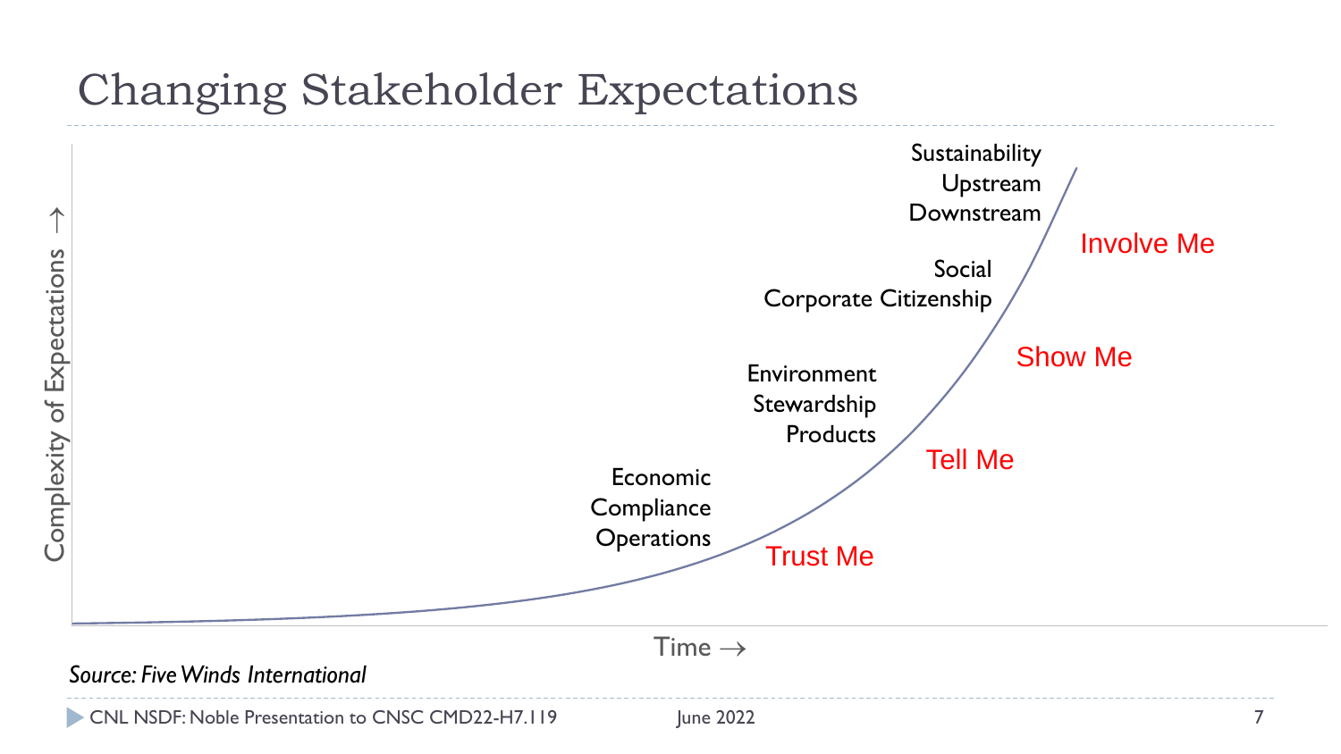# Changing Stakeholder Expectations

Complexity of Expectations →

Time →

Economic
Compliance
Operations

Trust Me

Environment
Stewardship
Products

Tell Me

Social
Corporate Citizenship

Show Me

Sustainability
Upstream
Downstream

Involve Me

*Source: Five Winds International*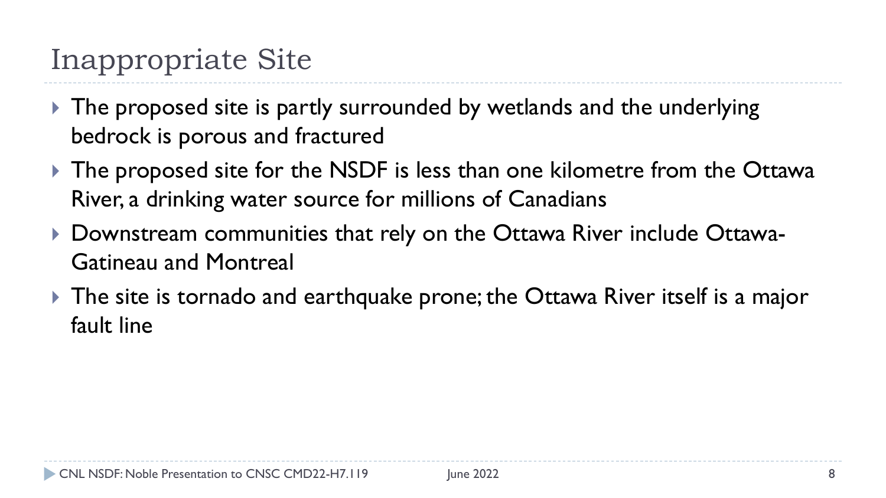# Inappropriate Site

- The proposed site is partly surrounded by wetlands and the underlying bedrock is porous and fractured
- The proposed site for the NSDF is less than one kilometre from the Ottawa River, a drinking water source for millions of Canadians
- Downstream communities that rely on the Ottawa River include Ottawa-Gatineau and Montreal
- The site is tornado and earthquake prone; the Ottawa River itself is a major fault line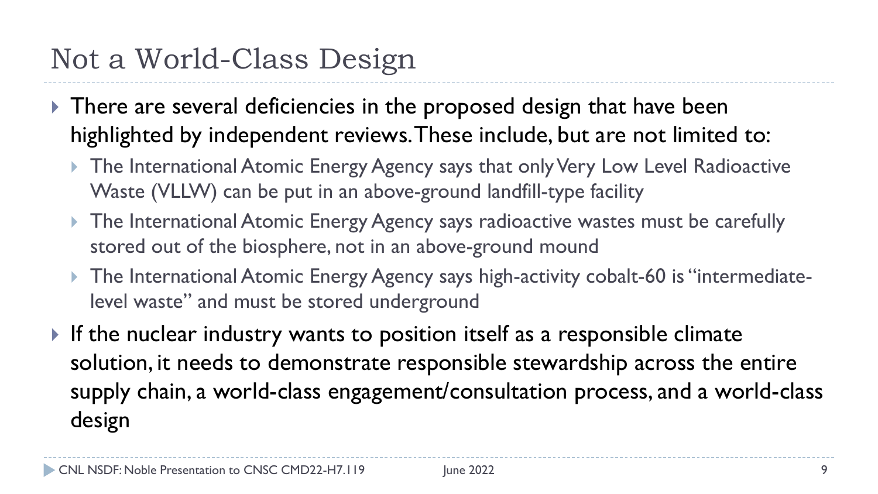# Not a World-Class Design

- There are several deficiencies in the proposed design that have been highlighted by independent reviews. These include, but are not limited to:
  - The International Atomic Energy Agency says that only Very Low Level Radioactive Waste (VLLW) can be put in an above-ground landfill-type facility
  - The International Atomic Energy Agency says radioactive wastes must be carefully stored out of the biosphere, not in an above-ground mound
  - The International Atomic Energy Agency says high-activity cobalt-60 is "intermediate-level waste" and must be stored underground
- If the nuclear industry wants to position itself as a responsible climate solution, it needs to demonstrate responsible stewardship across the entire supply chain, a world-class engagement/consultation process, and a world-class design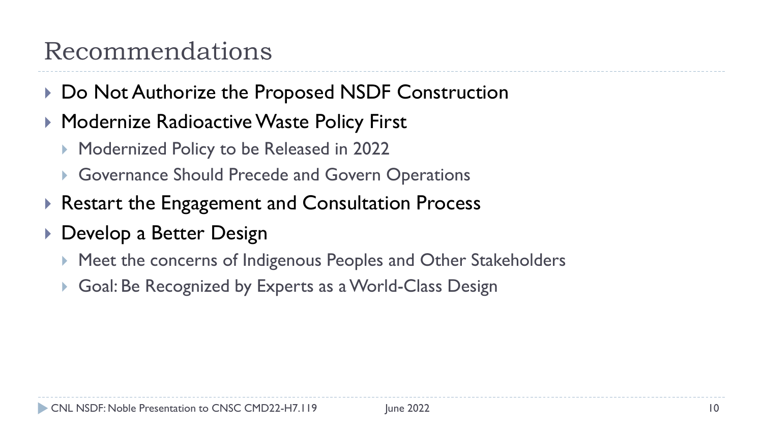# Recommendations

- Do Not Authorize the Proposed NSDF Construction
- Modernize Radioactive Waste Policy First
  - Modernized Policy to be Released in 2022
  - Governance Should Precede and Govern Operations
- Restart the Engagement and Consultation Process
- Develop a Better Design
  - Meet the concerns of Indigenous Peoples and Other Stakeholders
  - Goal: Be Recognized by Experts as a World-Class Design